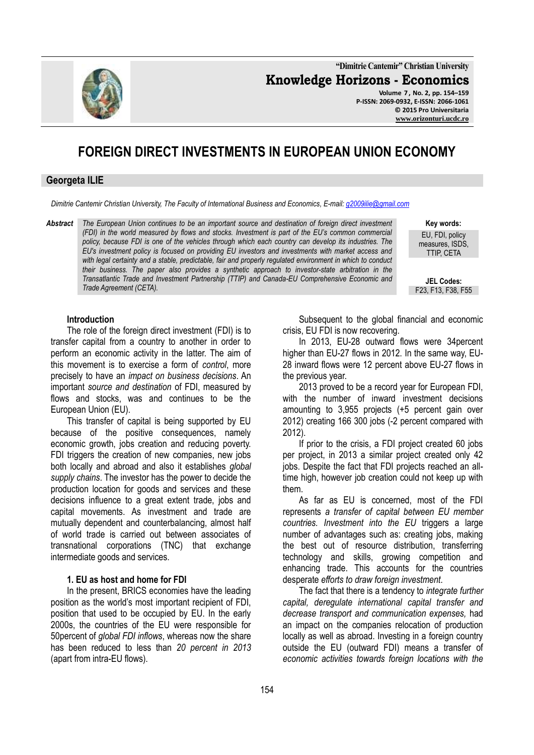# FOREIGN DIRECT INVESTMENTS IN EUROPEAN UNION ECONOMY

**Georgeta ILIE**

*Dimitrie Cantemir Christian University, The Faculty of International Business and Economics, E-mail: g2009ilie@gmail.com*

***Abstract*** *The European Union continues to be an important source and destination of foreign direct investment (FDI) in the world measured by flows and stocks. Investment is part of the EU's common commercial policy, because FDI is one of the vehicles through which each country can develop its industries. The EU's investment policy is focused on providing EU investors and investments with market access and with legal certainty and a stable, predictable, fair and properly regulated environment in which to conduct their business. The paper also provides a synthetic approach to investor-state arbitration in the Transatlantic Trade and Investment Partnership (TTIP) and Canada-EU Comprehensive Economic and Trade Agreement (CETA).*

**Key words:** EU, FDI, policy measures, ISDS, TTIP, CETA

**JEL Codes:** F23, F13, F38, F55

## Introduction

The role of the foreign direct investment (FDI) is to transfer capital from a country to another in order to perform an economic activity in the latter. The aim of this movement is to exercise a form of *control*, more precisely to have an *impact on business decisions*. An important *source and destination* of FDI, measured by flows and stocks, was and continues to be the European Union (EU).

This transfer of capital is being supported by EU because of the positive consequences, namely economic growth, jobs creation and reducing poverty. FDI triggers the creation of new companies, new jobs both locally and abroad and also it establishes *global supply chains*. The investor has the power to decide the production location for goods and services and these decisions influence to a great extent trade, jobs and capital movements. As investment and trade are mutually dependent and counterbalancing, almost half of world trade is carried out between associates of transnational corporations (TNC) that exchange intermediate goods and services.

## 1. EU as host and home for FDI

In the present, BRICS economies have the leading position as the world's most important recipient of FDI, position that used to be occupied by EU. In the early 2000s, the countries of the EU were responsible for 50percent of *global FDI inflows*, whereas now the share has been reduced to less than *20 percent in 2013* (apart from intra-EU flows).

Subsequent to the global financial and economic crisis, EU FDI is now recovering.

In 2013, EU-28 outward flows were 34percent higher than EU-27 flows in 2012. In the same way, EU-28 inward flows were 12 percent above EU-27 flows in the previous year.

2013 proved to be a record year for European FDI, with the number of inward investment decisions amounting to 3,955 projects (+5 percent gain over 2012) creating 166 300 jobs (-2 percent compared with 2012).

If prior to the crisis, a FDI project created 60 jobs per project, in 2013 a similar project created only 42 jobs. Despite the fact that FDI projects reached an all-time high, however job creation could not keep up with them.

As far as EU is concerned, most of the FDI represents *a transfer of capital between EU member countries. Investment into the EU* triggers a large number of advantages such as: creating jobs, making the best out of resource distribution, transferring technology and skills, growing competition and enhancing trade. This accounts for the countries desperate *efforts to draw foreign investment*.

The fact that there is a tendency to *integrate further capital, deregulate international capital transfer and decrease transport and communication expenses,* had an impact on the companies relocation of production locally as well as abroad. Investing in a foreign country outside the EU (outward FDI) means a transfer of *economic activities towards foreign locations with the*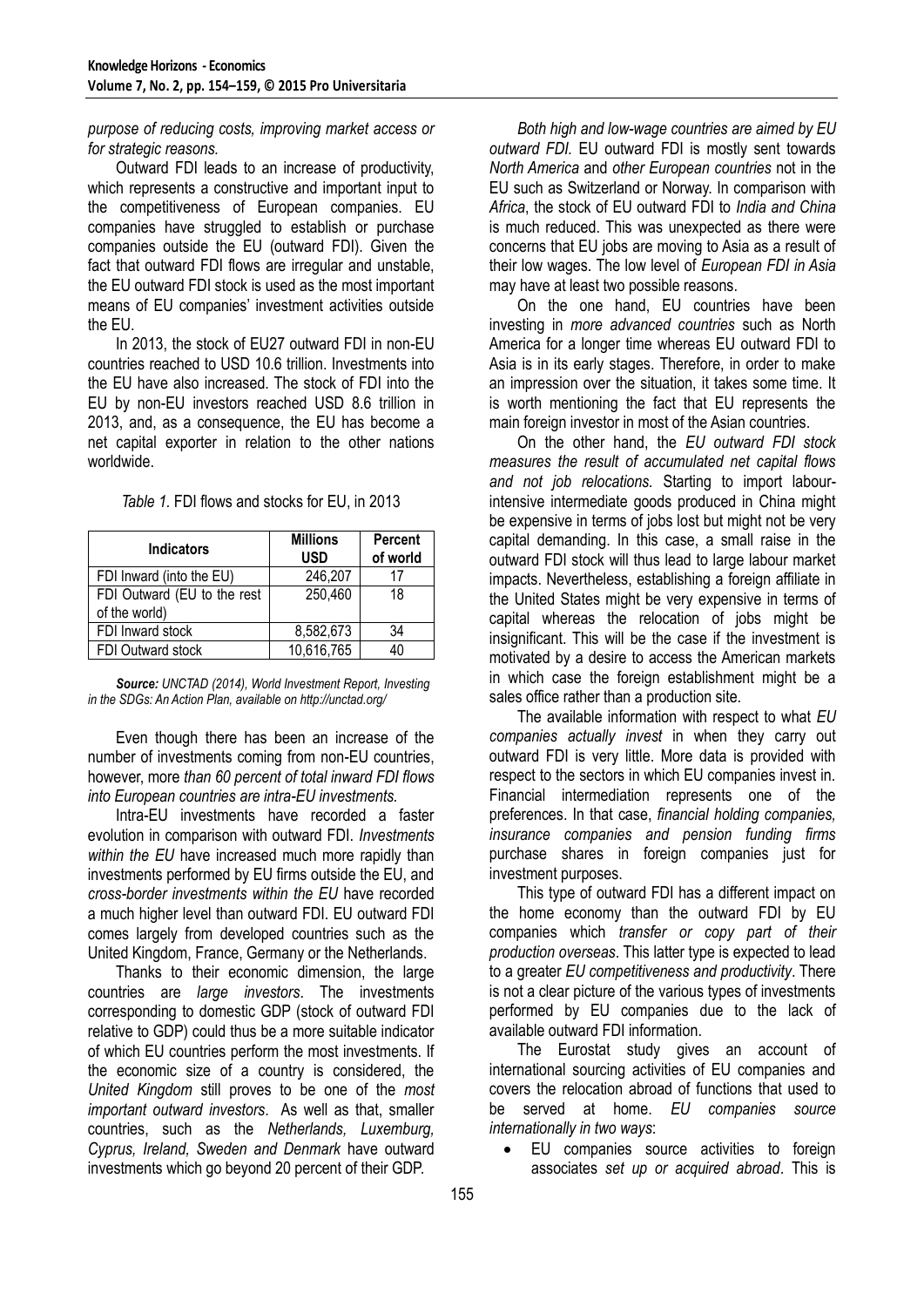*purpose of reducing costs, improving market access or for strategic reasons.*

Outward FDI leads to an increase of productivity, which represents a constructive and important input to the competitiveness of European companies. EU companies have struggled to establish or purchase companies outside the EU (outward FDI). Given the fact that outward FDI flows are irregular and unstable, the EU outward FDI stock is used as the most important means of EU companies' investment activities outside the EU.

In 2013, the stock of EU27 outward FDI in non-EU countries reached to USD 10.6 trillion. Investments into the EU have also increased. The stock of FDI into the EU by non-EU investors reached USD 8.6 trillion in 2013, and, as a consequence, the EU has become a net capital exporter in relation to the other nations worldwide.

*Table 1.* FDI flows and stocks for EU, in 2013

| Indicators | Millions USD | Percent of world |
|---|---|---|
| FDI Inward (into the EU) | 246,207 | 17 |
| FDI Outward (EU to the rest of the world) | 250,460 | 18 |
| FDI Inward stock | 8,582,673 | 34 |
| FDI Outward stock | 10,616,765 | 40 |

***Source:*** *UNCTAD (2014), World Investment Report, Investing in the SDGs: An Action Plan, available on http://unctad.org/*

Even though there has been an increase of the number of investments coming from non-EU countries, however, more *than 60 percent of total inward FDI flows into European countries are intra-EU investments.*

Intra-EU investments have recorded a faster evolution in comparison with outward FDI. *Investments within the EU* have increased much more rapidly than investments performed by EU firms outside the EU, and *cross-border investments within the EU* have recorded a much higher level than outward FDI. EU outward FDI comes largely from developed countries such as the United Kingdom, France, Germany or the Netherlands.

Thanks to their economic dimension, the large countries are *large investors*. The investments corresponding to domestic GDP (stock of outward FDI relative to GDP) could thus be a more suitable indicator of which EU countries perform the most investments. If the economic size of a country is considered, the *United Kingdom* still proves to be one of the *most important outward investors*. As well as that, smaller countries, such as the *Netherlands, Luxemburg, Cyprus, Ireland, Sweden and Denmark* have outward investments which go beyond 20 percent of their GDP.

*Both high and low-wage countries are aimed by EU outward FDI.* EU outward FDI is mostly sent towards *North America* and *other European countries* not in the EU such as Switzerland or Norway. In comparison with *Africa*, the stock of EU outward FDI to *India and China* is much reduced. This was unexpected as there were concerns that EU jobs are moving to Asia as a result of their low wages. The low level of *European FDI in Asia* may have at least two possible reasons.

On the one hand, EU countries have been investing in *more advanced countries* such as North America for a longer time whereas EU outward FDI to Asia is in its early stages. Therefore, in order to make an impression over the situation, it takes some time. It is worth mentioning the fact that EU represents the main foreign investor in most of the Asian countries.

On the other hand, the *EU outward FDI stock measures the result of accumulated net capital flows and not job relocations.* Starting to import labour-intensive intermediate goods produced in China might be expensive in terms of jobs lost but might not be very capital demanding. In this case, a small raise in the outward FDI stock will thus lead to large labour market impacts. Nevertheless, establishing a foreign affiliate in the United States might be very expensive in terms of capital whereas the relocation of jobs might be insignificant. This will be the case if the investment is motivated by a desire to access the American markets in which case the foreign establishment might be a sales office rather than a production site.

The available information with respect to what *EU companies actually invest* in when they carry out outward FDI is very little. More data is provided with respect to the sectors in which EU companies invest in. Financial intermediation represents one of the preferences. In that case, *financial holding companies, insurance companies and pension funding firms* purchase shares in foreign companies just for investment purposes.

This type of outward FDI has a different impact on the home economy than the outward FDI by EU companies which *transfer or copy part of their production overseas*. This latter type is expected to lead to a greater *EU competitiveness and productivity*. There is not a clear picture of the various types of investments performed by EU companies due to the lack of available outward FDI information.

The Eurostat study gives an account of international sourcing activities of EU companies and covers the relocation abroad of functions that used to be served at home. *EU companies source internationally in two ways*:

- EU companies source activities to foreign associates *set up or acquired abroad*. This is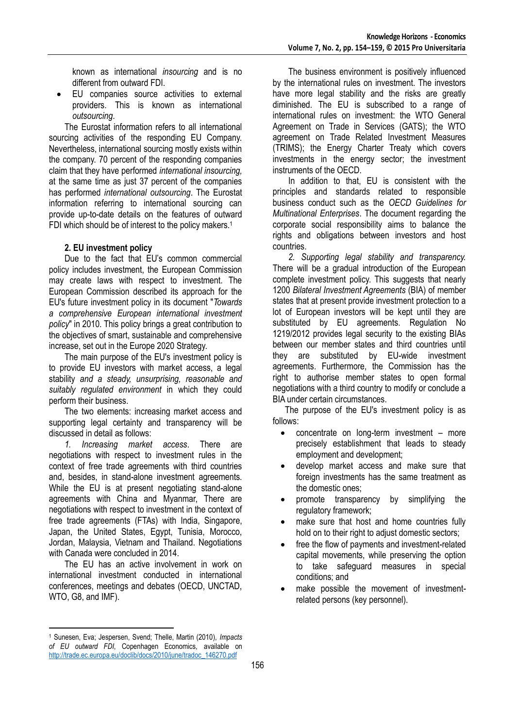known as international *insourcing* and is no different from outward FDI.

- EU companies source activities to external providers. This is known as international *outsourcing*.

The Eurostat information refers to all international sourcing activities of the responding EU Company. Nevertheless, international sourcing mostly exists within the company. 70 percent of the responding companies claim that they have performed *international insourcing,* at the same time as just 37 percent of the companies has performed *international outsourcing*. The Eurostat information referring to international sourcing can provide up-to-date details on the features of outward FDI which should be of interest to the policy makers.[1]

## 2. EU investment policy

Due to the fact that EU's common commercial policy includes investment, the European Commission may create laws with respect to investment. The European Commission described its approach for the EU's future investment policy in its document "*Towards a comprehensive European international investment policy*" in 2010. This policy brings a great contribution to the objectives of smart, sustainable and comprehensive increase, set out in the Europe 2020 Strategy.

The main purpose of the EU's investment policy is to provide EU investors with market access, a legal stability *and a steady, unsurprising, reasonable and suitably regulated environment* in which they could perform their business.

The two elements: increasing market access and supporting legal certainty and transparency will be discussed in detail as follows:

*1. Increasing market access*. There are negotiations with respect to investment rules in the context of free trade agreements with third countries and, besides, in stand-alone investment agreements. While the EU is at present negotiating stand-alone agreements with China and Myanmar, There are negotiations with respect to investment in the context of free trade agreements (FTAs) with India, Singapore, Japan, the United States, Egypt, Tunisia, Morocco, Jordan, Malaysia, Vietnam and Thailand. Negotiations with Canada were concluded in 2014.

The EU has an active involvement in work on international investment conducted in international conferences, meetings and debates (OECD, UNCTAD, WTO, G8, and IMF).

The business environment is positively influenced by the international rules on investment. The investors have more legal stability and the risks are greatly diminished. The EU is subscribed to a range of international rules on investment: the WTO General Agreement on Trade in Services (GATS); the WTO agreement on Trade Related Investment Measures (TRIMS); the Energy Charter Treaty which covers investments in the energy sector; the investment instruments of the OECD.

In addition to that, EU is consistent with the principles and standards related to responsible business conduct such as the *OECD Guidelines for Multinational Enterprises*. The document regarding the corporate social responsibility aims to balance the rights and obligations between investors and host countries.

*2. Supporting legal stability and transparency.* There will be a gradual introduction of the European complete investment policy. This suggests that nearly 1200 *Bilateral Investment Agreements* (BIA) of member states that at present provide investment protection to a lot of European investors will be kept until they are substituted by EU agreements. Regulation No 1219/2012 provides legal security to the existing BIAs between our member states and third countries until they are substituted by EU-wide investment agreements. Furthermore, the Commission has the right to authorise member states to open formal negotiations with a third country to modify or conclude a BIA under certain circumstances.

The purpose of the EU's investment policy is as follows:

- concentrate on long-term investment – more precisely establishment that leads to steady employment and development;
- develop market access and make sure that foreign investments has the same treatment as the domestic ones;
- promote transparency by simplifying the regulatory framework;
- make sure that host and home countries fully hold on to their right to adjust domestic sectors;
- free the flow of payments and investment-related capital movements, while preserving the option to take safeguard measures in special conditions; and
- make possible the movement of investment-related persons (key personnel).

---

[1] Sunesen, Eva; Jespersen, Svend; Thelle, Martin (2010), *Impacts of EU outward FDI*, Copenhagen Economics, available on http://trade.ec.europa.eu/doclib/docs/2010/june/tradoc_146270.pdf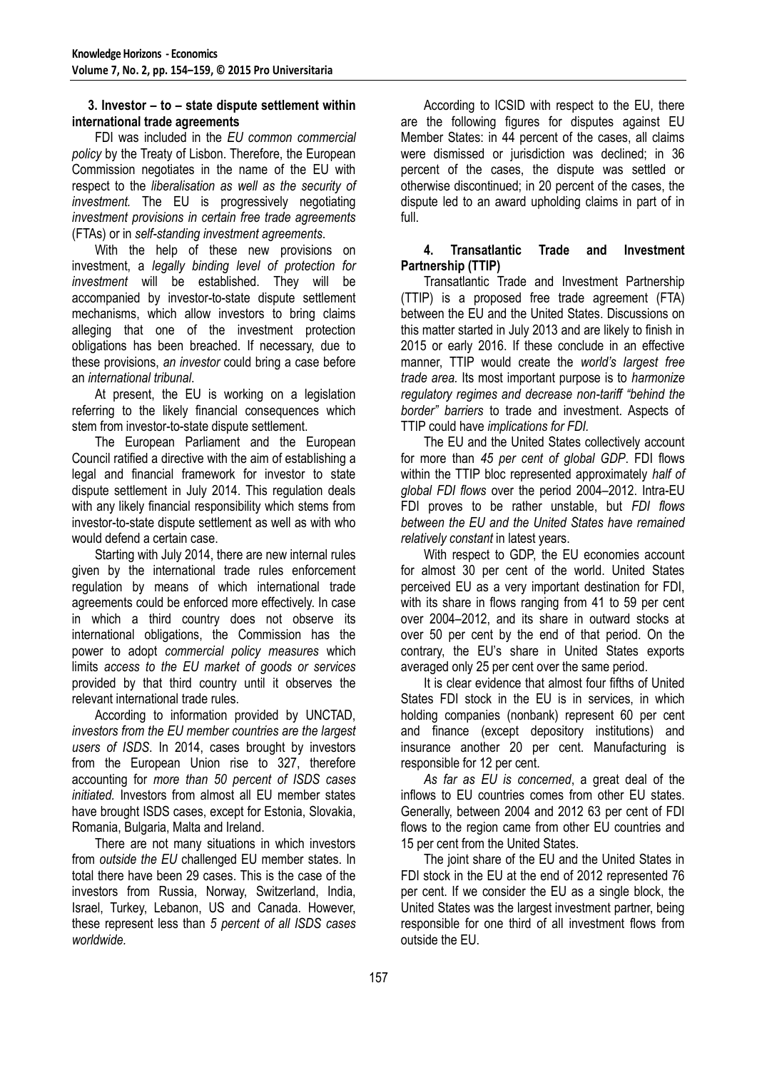### 3. Investor – to – state dispute settlement within international trade agreements

FDI was included in the *EU common commercial policy* by the Treaty of Lisbon. Therefore, the European Commission negotiates in the name of the EU with respect to the *liberalisation as well as the security of investment.* The EU is progressively negotiating *investment provisions in certain free trade agreements* (FTAs) or in *self-standing investment agreements*.

With the help of these new provisions on investment, a *legally binding level of protection for investment* will be established. They will be accompanied by investor-to-state dispute settlement mechanisms, which allow investors to bring claims alleging that one of the investment protection obligations has been breached. If necessary, due to these provisions, *an investor* could bring a case before an *international tribunal*.

At present, the EU is working on a legislation referring to the likely financial consequences which stem from investor-to-state dispute settlement.

The European Parliament and the European Council ratified a directive with the aim of establishing a legal and financial framework for investor to state dispute settlement in July 2014. This regulation deals with any likely financial responsibility which stems from investor-to-state dispute settlement as well as with who would defend a certain case.

Starting with July 2014, there are new internal rules given by the international trade rules enforcement regulation by means of which international trade agreements could be enforced more effectively. In case in which a third country does not observe its international obligations, the Commission has the power to adopt *commercial policy measures* which limits *access to the EU market of goods or services* provided by that third country until it observes the relevant international trade rules.

According to information provided by UNCTAD, *investors from the EU member countries are the largest users of ISDS*. In 2014, cases brought by investors from the European Union rise to 327, therefore accounting for *more than 50 percent of ISDS cases initiated.* Investors from almost all EU member states have brought ISDS cases, except for Estonia, Slovakia, Romania, Bulgaria, Malta and Ireland.

There are not many situations in which investors from *outside the EU* challenged EU member states. In total there have been 29 cases. This is the case of the investors from Russia, Norway, Switzerland, India, Israel, Turkey, Lebanon, US and Canada. However, these represent less than *5 percent of all ISDS cases worldwide.*

According to ICSID with respect to the EU, there are the following figures for disputes against EU Member States: in 44 percent of the cases, all claims were dismissed or jurisdiction was declined; in 36 percent of the cases, the dispute was settled or otherwise discontinued; in 20 percent of the cases, the dispute led to an award upholding claims in part of in full.

### 4. Transatlantic Trade and Investment Partnership (TTIP)

Transatlantic Trade and Investment Partnership (TTIP) is a proposed free trade agreement (FTA) between the EU and the United States. Discussions on this matter started in July 2013 and are likely to finish in 2015 or early 2016. If these conclude in an effective manner, TTIP would create the *world's largest free trade area.* Its most important purpose is to *harmonize regulatory regimes and decrease non-tariff "behind the border" barriers* to trade and investment. Aspects of TTIP could have *implications for FDI.*

The EU and the United States collectively account for more than *45 per cent of global GDP*. FDI flows within the TTIP bloc represented approximately *half of global FDI flows* over the period 2004–2012. Intra-EU FDI proves to be rather unstable, but *FDI flows between the EU and the United States have remained relatively constant* in latest years.

With respect to GDP, the EU economies account for almost 30 per cent of the world. United States perceived EU as a very important destination for FDI, with its share in flows ranging from 41 to 59 per cent over 2004–2012, and its share in outward stocks at over 50 per cent by the end of that period. On the contrary, the EU's share in United States exports averaged only 25 per cent over the same period.

It is clear evidence that almost four fifths of United States FDI stock in the EU is in services, in which holding companies (nonbank) represent 60 per cent and finance (except depository institutions) and insurance another 20 per cent. Manufacturing is responsible for 12 per cent.

*As far as EU is concerned*, a great deal of the inflows to EU countries comes from other EU states. Generally, between 2004 and 2012 63 per cent of FDI flows to the region came from other EU countries and 15 per cent from the United States.

The joint share of the EU and the United States in FDI stock in the EU at the end of 2012 represented 76 per cent. If we consider the EU as a single block, the United States was the largest investment partner, being responsible for one third of all investment flows from outside the EU.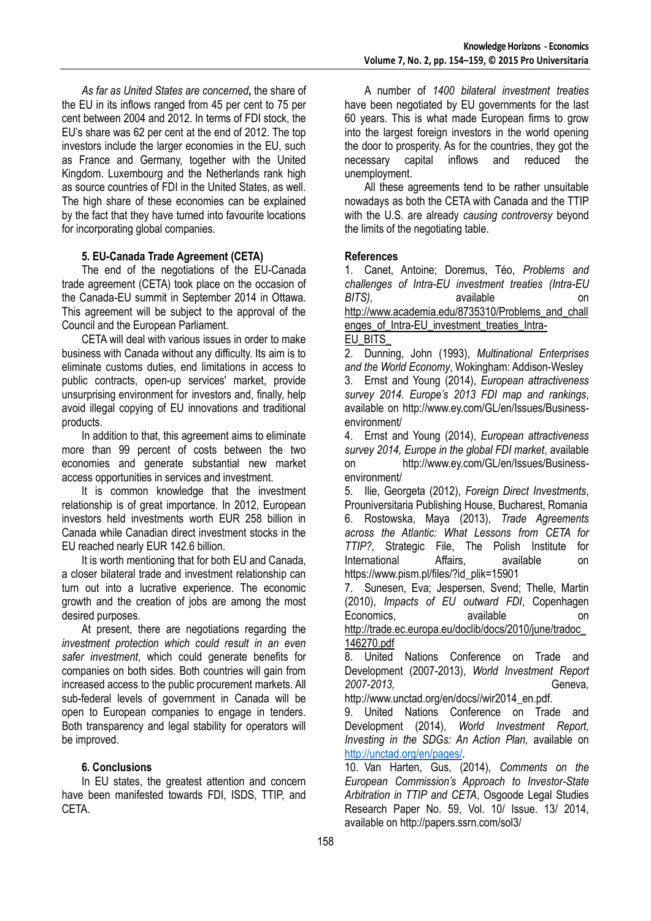*As far as United States are concerned***,** the share of the EU in its inflows ranged from 45 per cent to 75 per cent between 2004 and 2012. In terms of FDI stock, the EU's share was 62 per cent at the end of 2012. The top investors include the larger economies in the EU, such as France and Germany, together with the United Kingdom. Luxembourg and the Netherlands rank high as source countries of FDI in the United States, as well. The high share of these economies can be explained by the fact that they have turned into favourite locations for incorporating global companies.

### 5. EU-Canada Trade Agreement (CETA)

The end of the negotiations of the EU-Canada trade agreement (CETA) took place on the occasion of the Canada-EU summit in September 2014 in Ottawa. This agreement will be subject to the approval of the Council and the European Parliament.

CETA will deal with various issues in order to make business with Canada without any difficulty. Its aim is to eliminate customs duties, end limitations in access to public contracts, open-up services' market, provide unsurprising environment for investors and, finally, help avoid illegal copying of EU innovations and traditional products.

In addition to that, this agreement aims to eliminate more than 99 percent of costs between the two economies and generate substantial new market access opportunities in services and investment.

It is common knowledge that the investment relationship is of great importance. In 2012, European investors held investments worth EUR 258 billion in Canada while Canadian direct investment stocks in the EU reached nearly EUR 142.6 billion.

It is worth mentioning that for both EU and Canada, a closer bilateral trade and investment relationship can turn out into a lucrative experience. The economic growth and the creation of jobs are among the most desired purposes.

At present, there are negotiations regarding the *investment protection which could result in an even safer investment*, which could generate benefits for companies on both sides. Both countries will gain from increased access to the public procurement markets. All sub-federal levels of government in Canada will be open to European companies to engage in tenders. Both transparency and legal stability for operators will be improved.

### 6. Conclusions

In EU states, the greatest attention and concern have been manifested towards FDI, ISDS, TTIP, and CETA.

A number of *1400 bilateral investment treaties* have been negotiated by EU governments for the last 60 years. This is what made European firms to grow into the largest foreign investors in the world opening the door to prosperity. As for the countries, they got the necessary capital inflows and reduced the unemployment.

All these agreements tend to be rather unsuitable nowadays as both the CETA with Canada and the TTIP with the U.S. are already *causing controversy* beyond the limits of the negotiating table.

### References

1. Canet, Antoine; Doremus, Téo, *Problems and challenges of Intra-EU investment treaties (Intra-EU BITS),* available on http://www.academia.edu/8735310/Problems_and_challenges_of_Intra-EU_investment_treaties_Intra-EU_BITS_
2. Dunning, John (1993), *Multinational Enterprises and the World Economy*, Wokingham: Addison-Wesley
3. Ernst and Young (2014), *European attractiveness survey 2014. Europe's 2013 FDI map and rankings*, available on http://www.ey.com/GL/en/Issues/Business-environment/
4. Ernst and Young (2014), *European attractiveness survey 2014, Europe in the global FDI market*, available on http://www.ey.com/GL/en/Issues/Business-environment/
5. Ilie, Georgeta (2012), *Foreign Direct Investments*, Prouniversitaria Publishing House, Bucharest, Romania
6. Rostowska, Maya (2013), *Trade Agreements across the Atlantic: What Lessons from CETA for TTIP?,* Strategic File, The Polish Institute for International Affairs, available on https://www.pism.pl/files/?id_plik=15901
7. Sunesen, Eva; Jespersen, Svend; Thelle, Martin (2010), *Impacts of EU outward FDI*, Copenhagen Economics, available on http://trade.ec.europa.eu/doclib/docs/2010/june/tradoc_146270.pdf
8. United Nations Conference on Trade and Development (2007-2013), *World Investment Report 2007-2013,* Geneva*,* http://www.unctad.org/en/docs//wir2014_en.pdf.
9. United Nations Conference on Trade and Development (2014), *World Investment Report, Investing in the SDGs: An Action Plan,* available on http://unctad.org/en/pages/.
10. Van Harten, Gus, (2014), *Comments on the European Commission's Approach to Investor-State Arbitration in TTIP and CETA*, Osgoode Legal Studies Research Paper No. 59, Vol. 10/ Issue. 13/ 2014, available on http://papers.ssrn.com/sol3/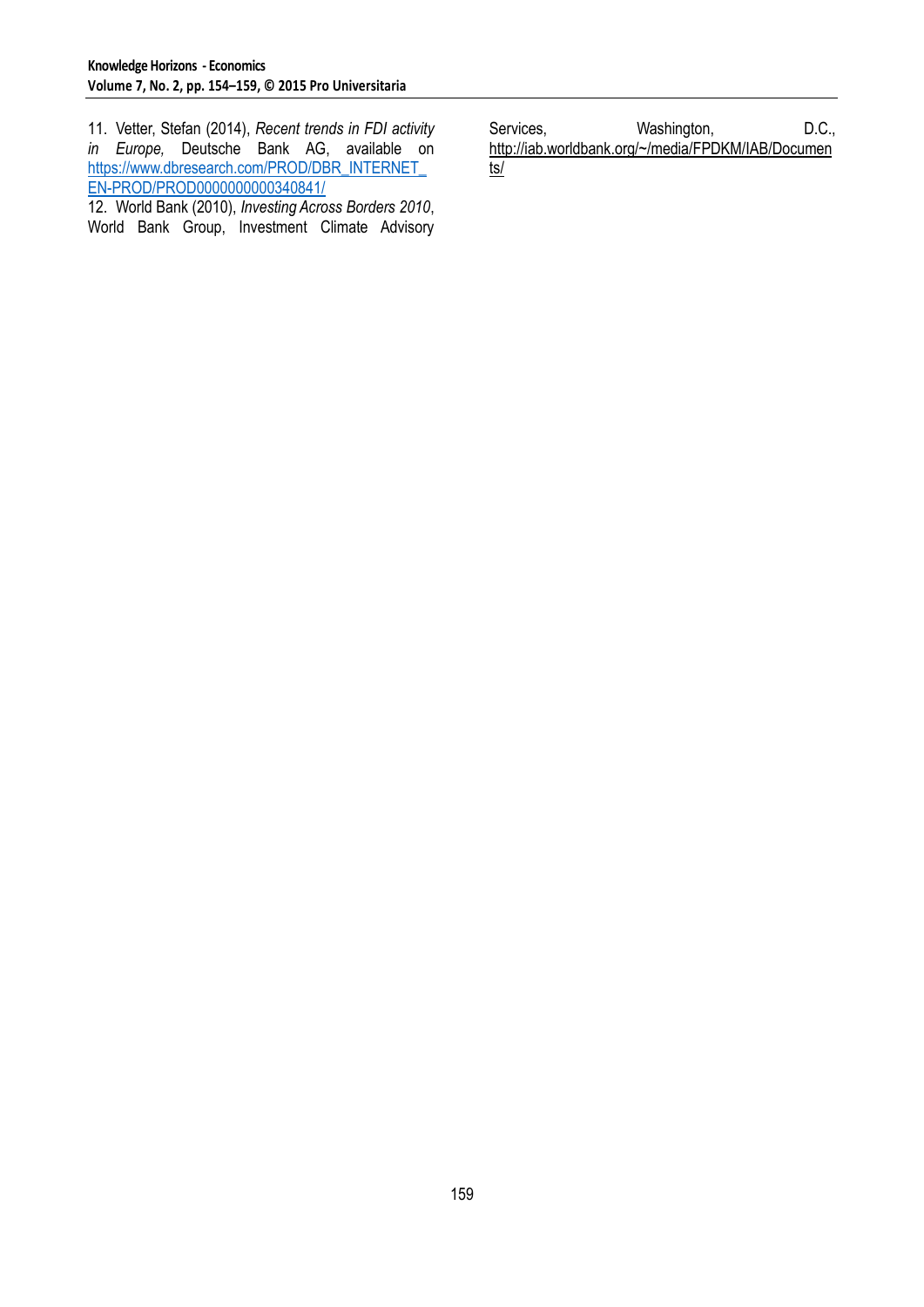11. Vetter, Stefan (2014), *Recent trends in FDI activity in Europe,* Deutsche Bank AG, available on https://www.dbresearch.com/PROD/DBR_INTERNET_EN-PROD/PROD0000000000340841/

12. World Bank (2010), *Investing Across Borders 2010*, World Bank Group, Investment Climate Advisory Services, Washington, D.C., http://iab.worldbank.org/~/media/FPDKM/IAB/Documents/